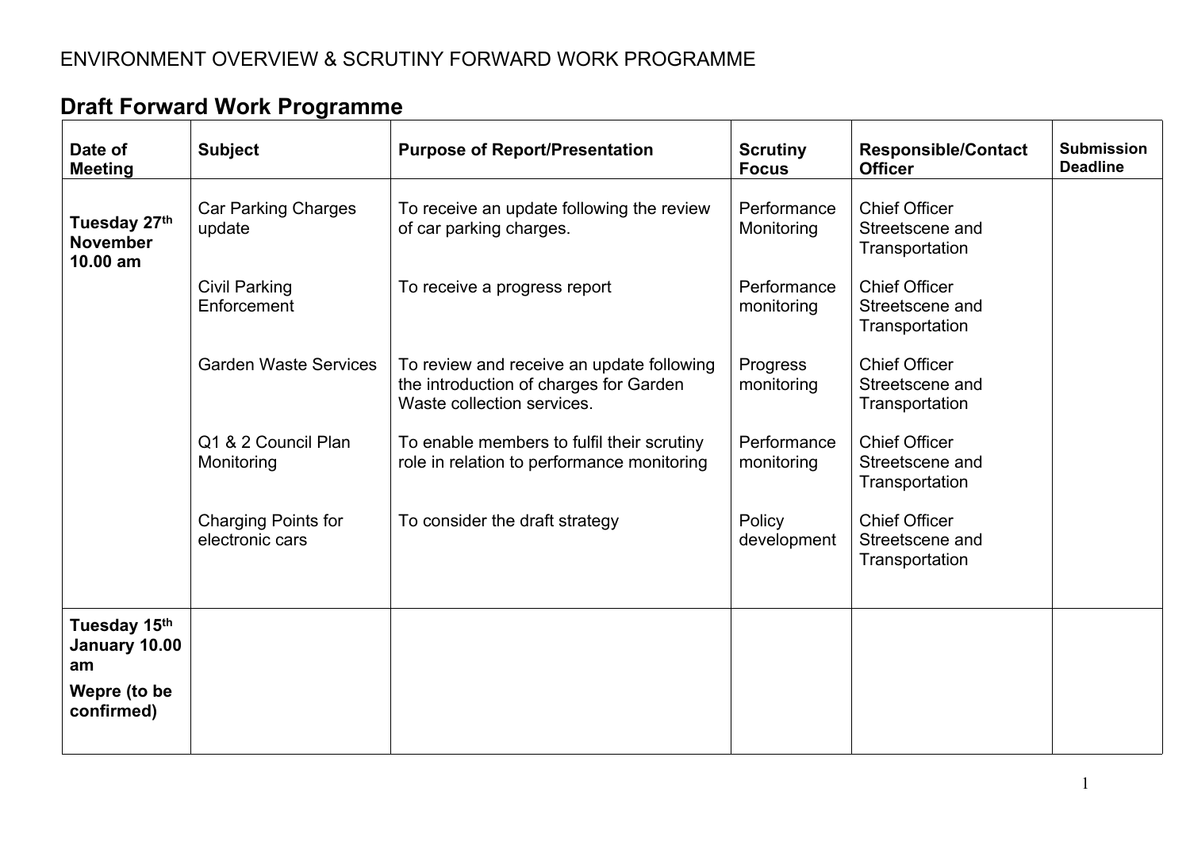ENVIRONMENT OVERVIEW & SCRUTINY FORWARD WORK PROGRAMME

## Draft Forward Work Programme

| Date of Meeting | Subject | Purpose of Report/Presentation | Scrutiny Focus | Responsible/Contact Officer | Submission Deadline |
|---|---|---|---|---|---|
| **Tuesday 27th November 10.00 am** | Car Parking Charges update | To receive an update following the review of car parking charges. | Performance Monitoring | Chief Officer Streetscene and Transportation | |
| | Civil Parking Enforcement | To receive a progress report | Performance monitoring | Chief Officer Streetscene and Transportation | |
| | Garden Waste Services | To review and receive an update following the introduction of charges for Garden Waste collection services. | Progress monitoring | Chief Officer Streetscene and Transportation | |
| | Q1 & 2 Council Plan Monitoring | To enable members to fulfil their scrutiny role in relation to performance monitoring | Performance monitoring | Chief Officer Streetscene and Transportation | |
| | Charging Points for electronic cars | To consider the draft strategy | Policy development | Chief Officer Streetscene and Transportation | |
| **Tuesday 15th January 10.00 am**<br>**Wepre (to be confirmed)** | | | | | |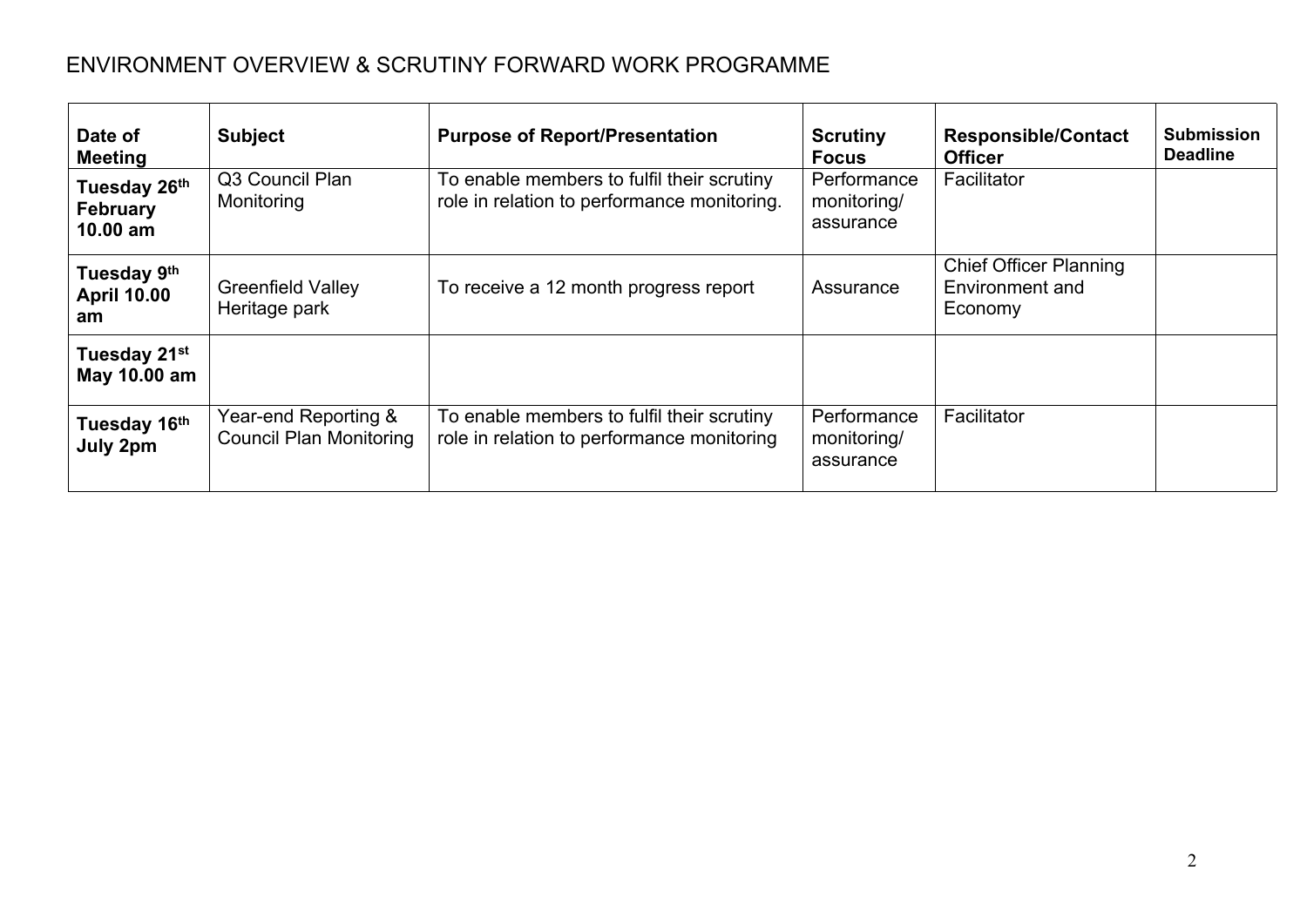# ENVIRONMENT OVERVIEW & SCRUTINY FORWARD WORK PROGRAMME

| Date of Meeting | Subject | Purpose of Report/Presentation | Scrutiny Focus | Responsible/Contact Officer | Submission Deadline |
|---|---|---|---|---|---|
| **Tuesday 26th February 10.00 am** | Q3 Council Plan Monitoring | To enable members to fulfil their scrutiny role in relation to performance monitoring. | Performance monitoring/ assurance | Facilitator | |
| **Tuesday 9th April 10.00 am** | Greenfield Valley Heritage park | To receive a 12 month progress report | Assurance | Chief Officer Planning Environment and Economy | |
| **Tuesday 21st May 10.00 am** | | | | | |
| **Tuesday 16th July 2pm** | Year-end Reporting & Council Plan Monitoring | To enable members to fulfil their scrutiny role in relation to performance monitoring | Performance monitoring/ assurance | Facilitator | |